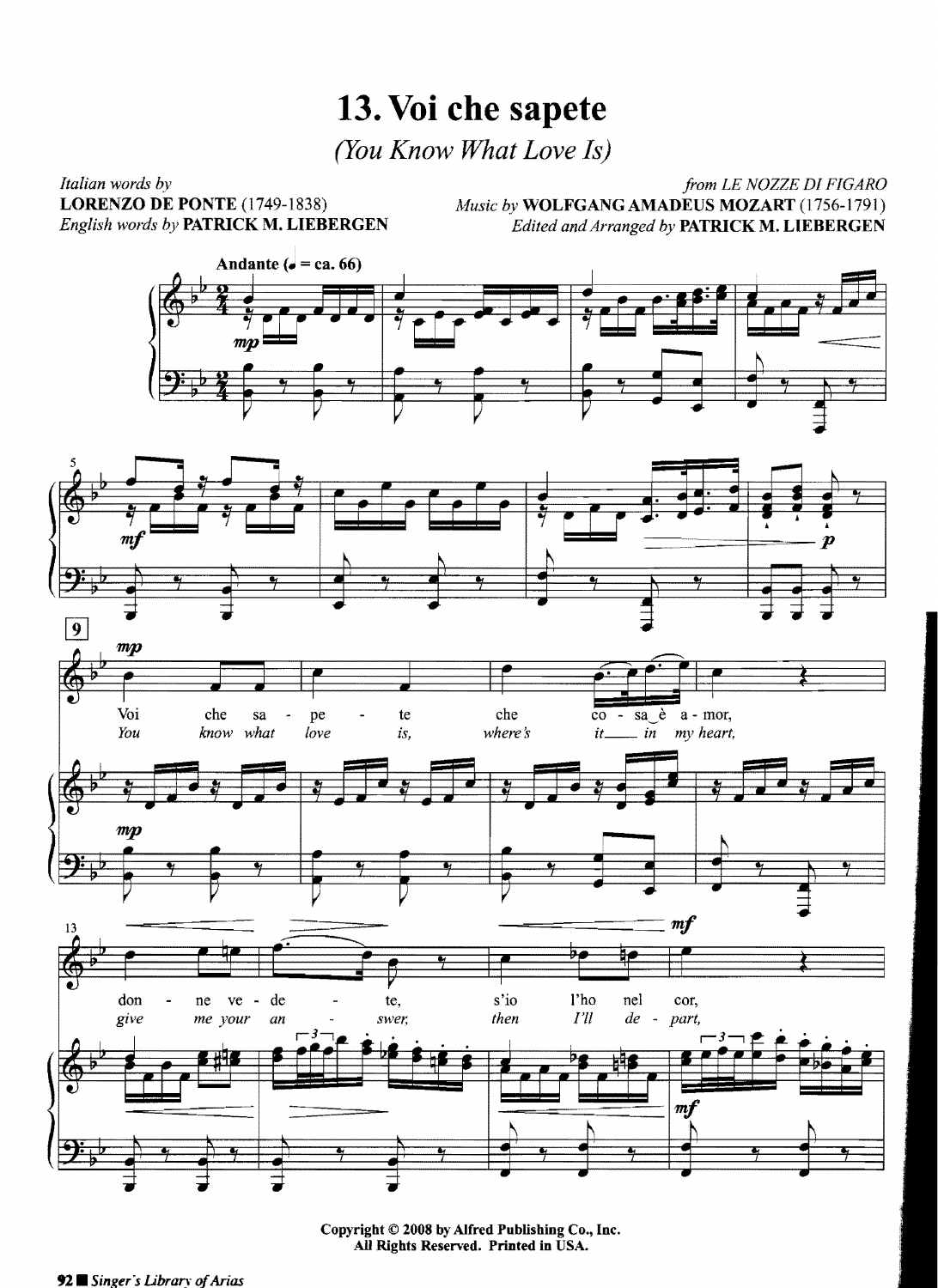# 13. Voi che sapete

*(You Know What Love Is)*

*Italian words by*
**LORENZO DE PONTE** (1749-1838)
*English words by* **PATRICK M. LIEBERGEN**

*from LE NOZZE DI FIGARO*
*Music by* **WOLFGANG AMADEUS MOZART** (1756-1791)
*Edited and Arranged by* **PATRICK M. LIEBERGEN**

**Andante** (♩ = ca. 66)

Voi che sa - pe - te che co - sa_è a - mor,
*You know what love is, where's it___ in my heart,*

don - ne ve - de - te, s'io l'ho nel cor,
*give me your an - swer, then I'll de - part,*

Copyright © 2008 by Alfred Publishing Co., Inc.
All Rights Reserved. Printed in USA.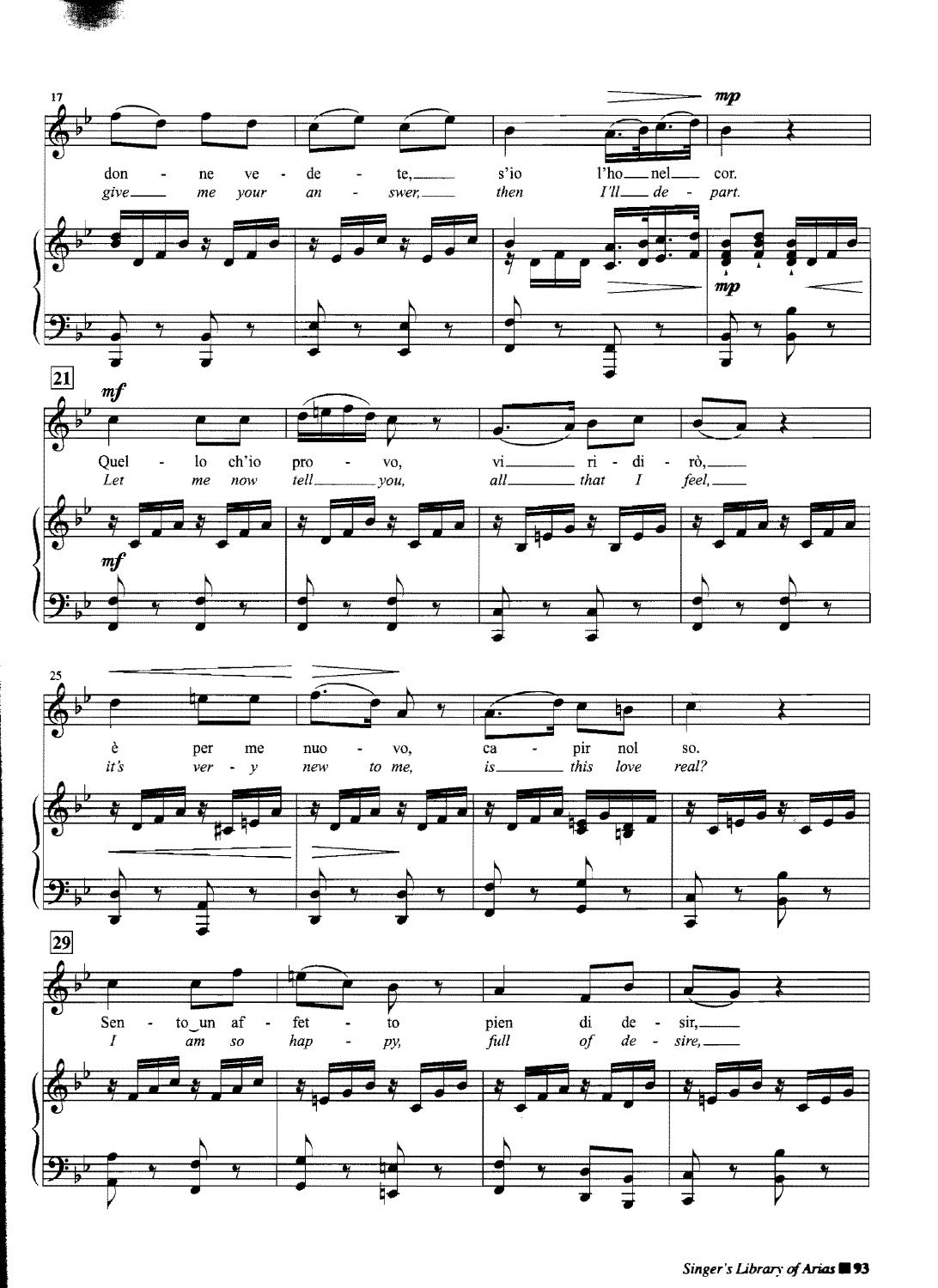17

don - ne ve - de - te, s'io l'ho nel cor.
*give me your an - swer, then I'll de - part.*

21

Quel - lo ch'io pro - vo, vi - ri - di - rò,
*Let me now tell you, all that I feel,*

25

è per me nuo - vo, ca - pir nol so.
*it's ver - y new to me, is this love real?*

29

Sen - to_un af - fet - to pien di de - sir,
*I am so hap - py, full of de - sire,*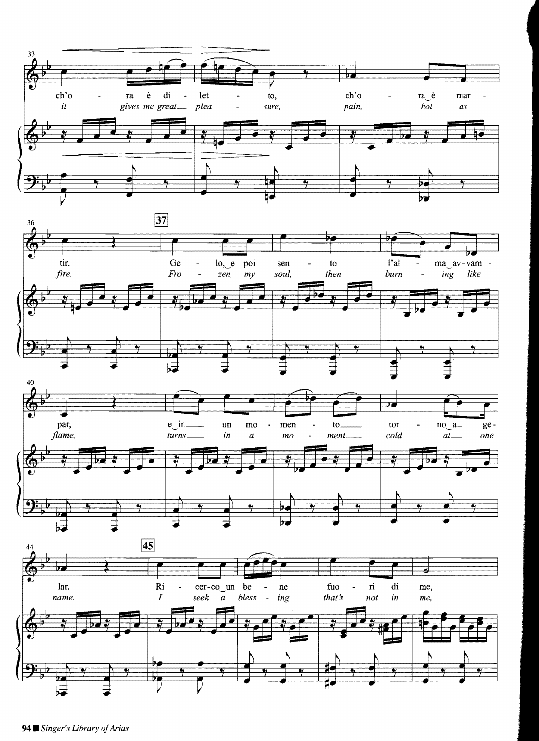33

ch'o - ra è di - let - to, ch'o - ra_è mar -
*it gives me great__ plea - sure, pain, hot as*

36 **37**

tir. Ge - lo,_e poi sen - to l'al - ma_av-vam -
*fire. Fro - zen, my soul, then burn - ing like*

40

par, e_in__ un mo - men - to__ tor - no_a_ ge -
*flame, turns__ in a mo - ment__ cold at__ one*

44 **45**

lar. Ri - cer-co_un be - ne fuo - ri di me,
*name. I seek a bless - ing that's not in me,*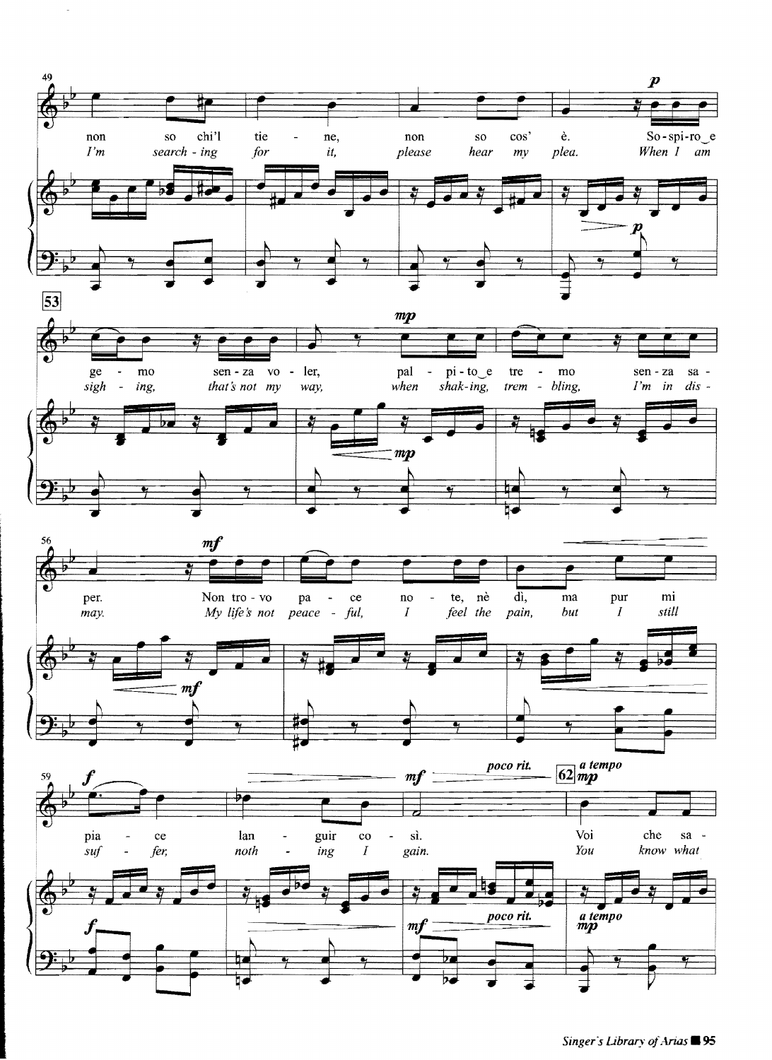non so chi'l tie - ne, non so cos' è. So-spi-ro e ge - mo sen-za vo - ler, pal - pi-to e tre - mo sen-za sa - per. Non tro-vo pa - ce no - te, nè dì, ma pur mi pia - ce lan - guir co - sì. Voi che sa -

*I'm search - ing for it, please hear my plea. When I am sigh - ing, that's not my way, when shak-ing, trem - bling, I'm in dis - may. My life's not peace - ful, I feel the pain, but I still suf - fer, noth - ing I gain. You know what*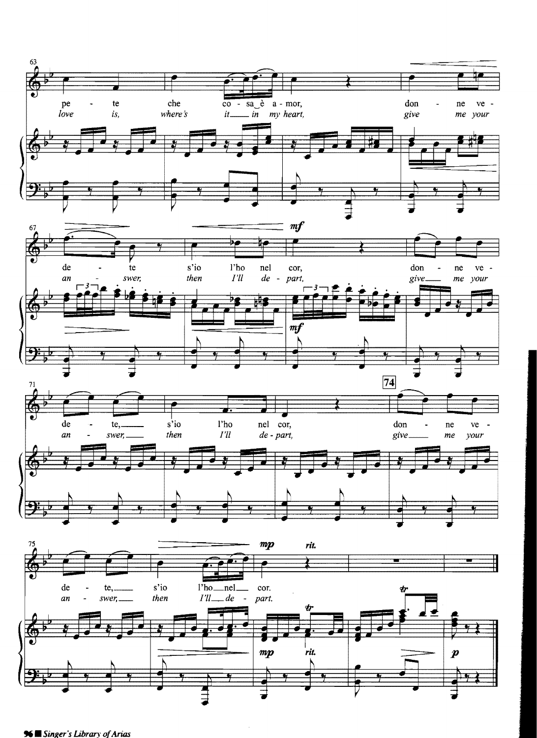63

pe - te che co - sa_è a - mor, don - ne ve -

*love is, where's it_ in my heart, give me your*

67

de - te s'io l'ho nel cor, don - ne ve -

*an - swer, then I'll de - part, give_ me your*

71

de - te,_ s'io l'ho nel cor, don - ne ve -

*an - swer,_ then I'll de - part, give_ me your*

74

75

de - te,_ s'io l'ho_nel_ cor.

*an - swer,_ then I'll_de - part.*

mf mp rit. p